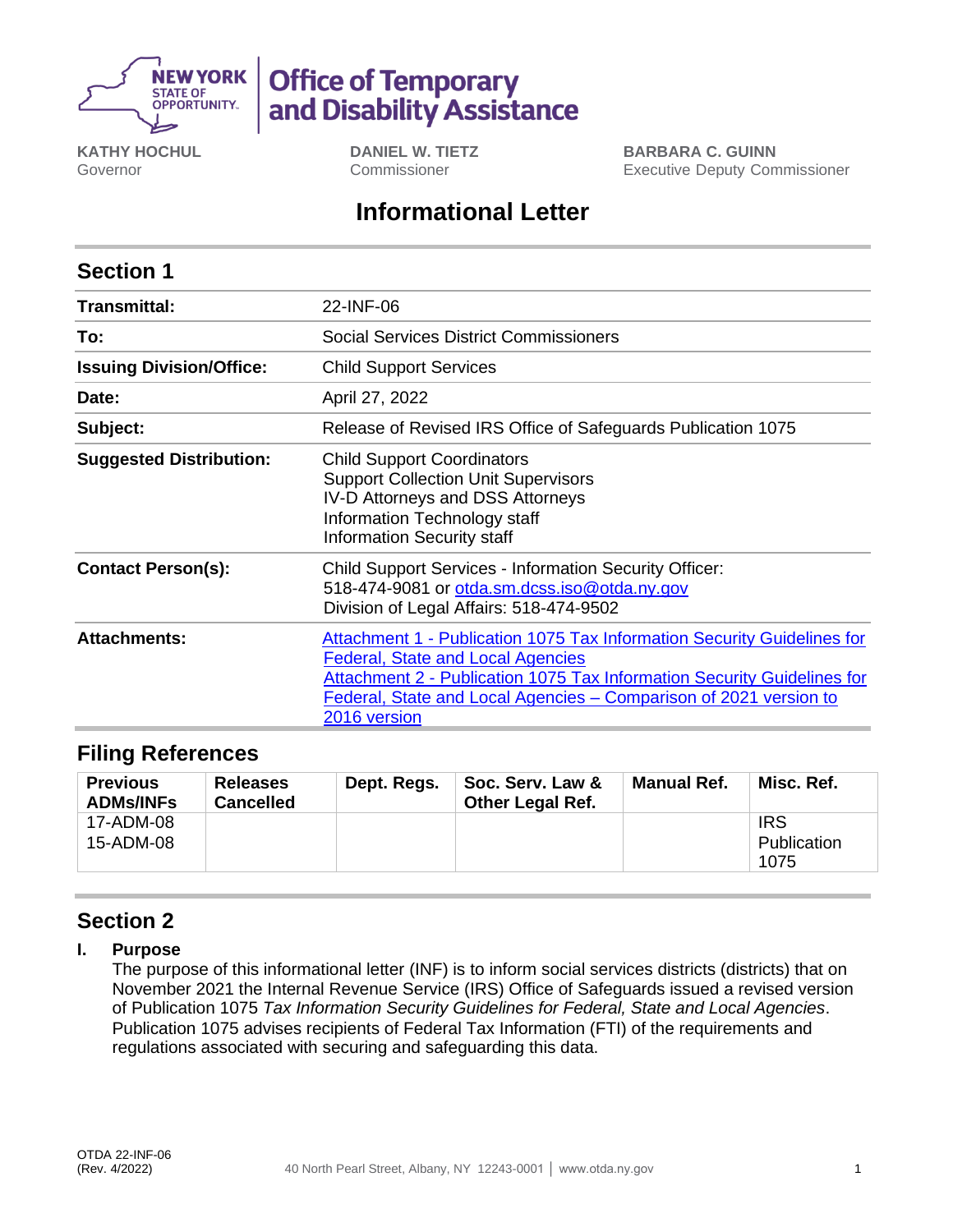NEW YORK STATE OF OPPORTUNITY. | **Office of Temporary and Disability Assistance**

**KATHY HOCHUL**
Governor

**DANIEL W. TIETZ**
Commissioner

**BARBARA C. GUINN**
Executive Deputy Commissioner

# Informational Letter

## Section 1

| | |
|---|---|
| **Transmittal:** | 22-INF-06 |
| **To:** | Social Services District Commissioners |
| **Issuing Division/Office:** | Child Support Services |
| **Date:** | April 27, 2022 |
| **Subject:** | Release of Revised IRS Office of Safeguards Publication 1075 |
| **Suggested Distribution:** | Child Support Coordinators<br>Support Collection Unit Supervisors<br>IV-D Attorneys and DSS Attorneys<br>Information Technology staff<br>Information Security staff |
| **Contact Person(s):** | Child Support Services - Information Security Officer:<br>518-474-9081 or otda.sm.dcss.iso@otda.ny.gov<br>Division of Legal Affairs: 518-474-9502 |
| **Attachments:** | Attachment 1 - Publication 1075 Tax Information Security Guidelines for Federal, State and Local Agencies<br>Attachment 2 - Publication 1075 Tax Information Security Guidelines for Federal, State and Local Agencies – Comparison of 2021 version to 2016 version |

## Filing References

| Previous ADMs/INFs | Releases Cancelled | Dept. Regs. | Soc. Serv. Law & Other Legal Ref. | Manual Ref. | Misc. Ref. |
|---|---|---|---|---|---|
| 17-ADM-08<br>15-ADM-08 | | | | | IRS Publication 1075 |

## Section 2

### I. Purpose

The purpose of this informational letter (INF) is to inform social services districts (districts) that on November 2021 the Internal Revenue Service (IRS) Office of Safeguards issued a revised version of Publication 1075 *Tax Information Security Guidelines for Federal, State and Local Agencies*. Publication 1075 advises recipients of Federal Tax Information (FTI) of the requirements and regulations associated with securing and safeguarding this data.

OTDA 22-INF-06
(Rev. 4/2022)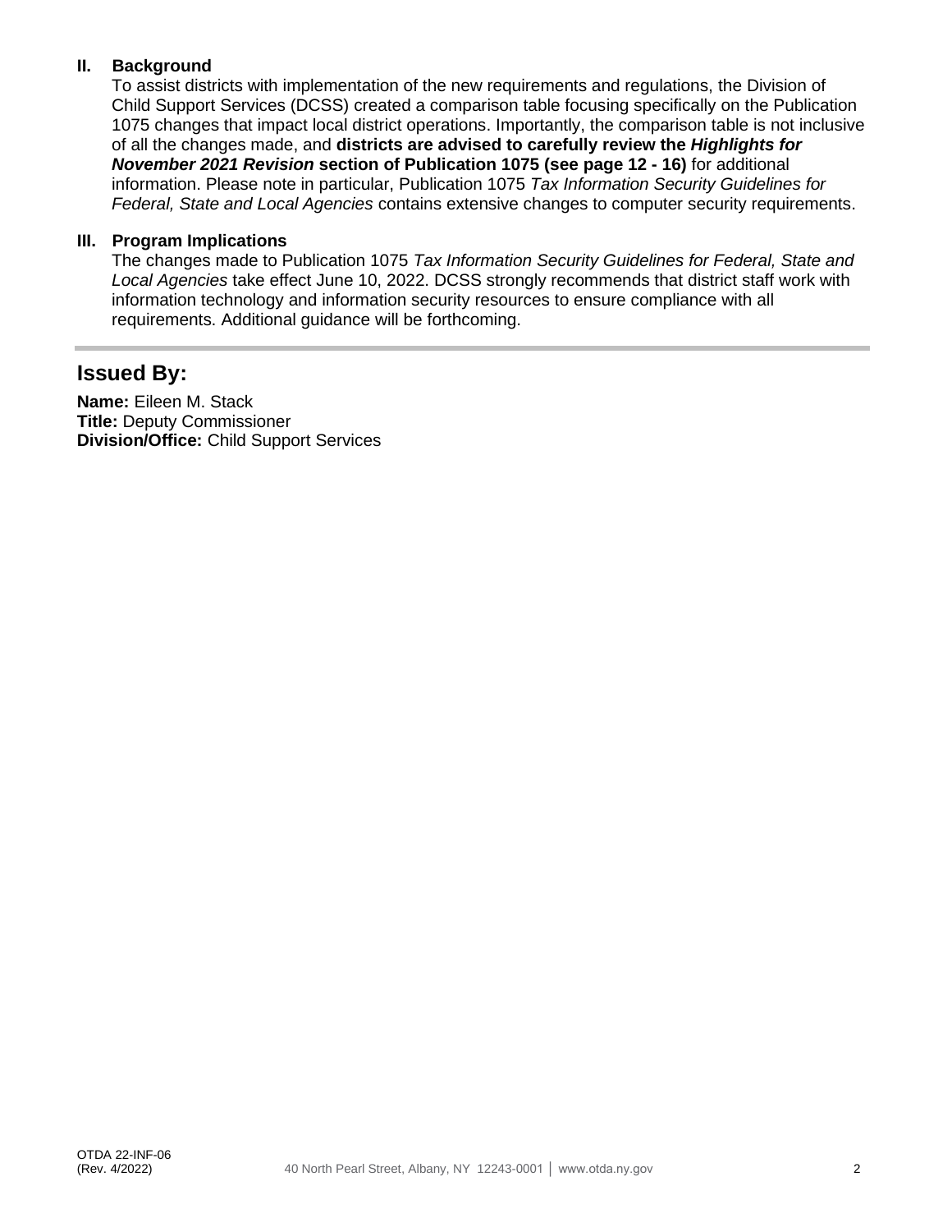## II. Background

To assist districts with implementation of the new requirements and regulations, the Division of Child Support Services (DCSS) created a comparison table focusing specifically on the Publication 1075 changes that impact local district operations. Importantly, the comparison table is not inclusive of all the changes made, and **districts are advised to carefully review the *Highlights for November 2021 Revision* section of Publication 1075 (see page 12 - 16)** for additional information. Please note in particular, Publication 1075 *Tax Information Security Guidelines for Federal, State and Local Agencies* contains extensive changes to computer security requirements.

## III. Program Implications

The changes made to Publication 1075 *Tax Information Security Guidelines for Federal, State and Local Agencies* take effect June 10, 2022. DCSS strongly recommends that district staff work with information technology and information security resources to ensure compliance with all requirements. Additional guidance will be forthcoming.

---

# Issued By:

**Name:** Eileen M. Stack
**Title:** Deputy Commissioner
**Division/Office:** Child Support Services